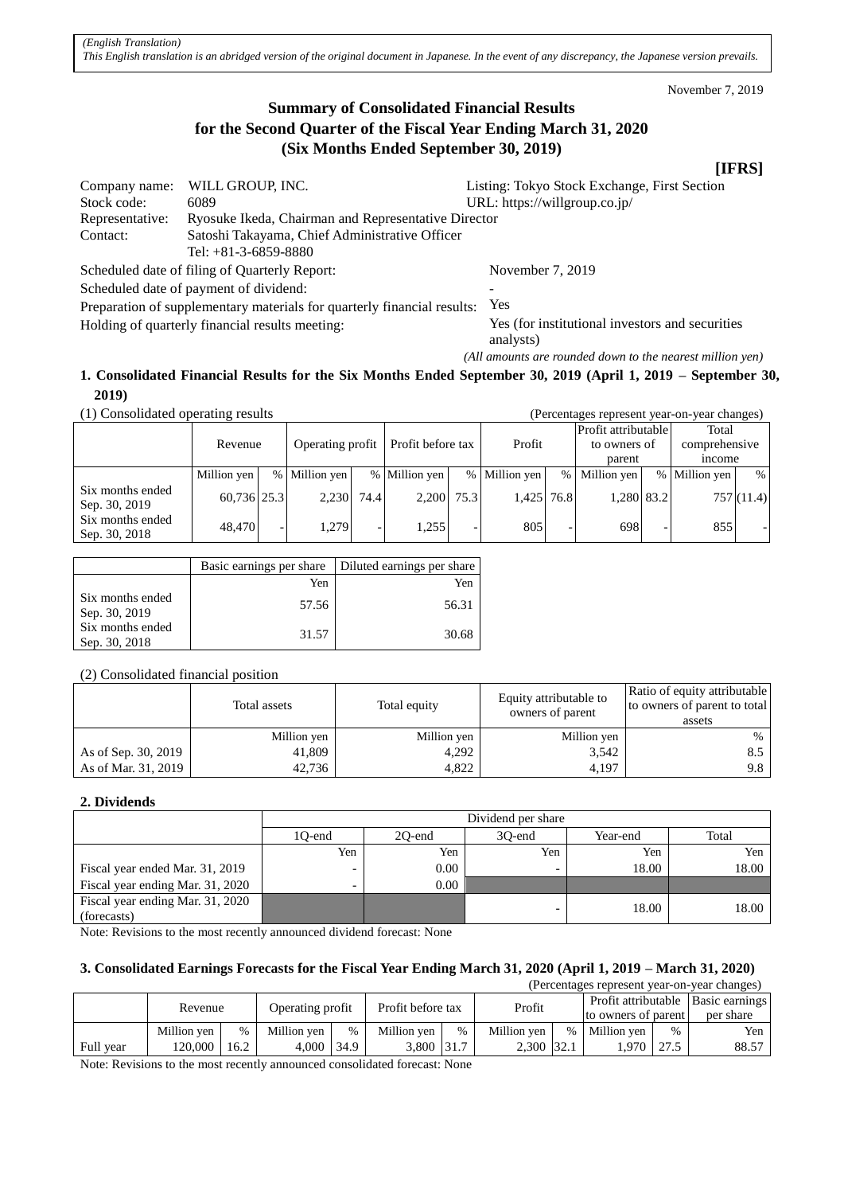*(English Translation)*
*This English translation is an abridged version of the original document in Japanese. In the event of any discrepancy, the Japanese version prevails.*

November 7, 2019

# Summary of Consolidated Financial Results for the Second Quarter of the Fiscal Year Ending March 31, 2020 (Six Months Ended September 30, 2019)

**[IFRS]**

| | | |
|---|---|---|
| Company name: | WILL GROUP, INC. | Listing: Tokyo Stock Exchange, First Section |
| Stock code: | 6089 | URL: https://willgroup.co.jp/ |
| Representative: | Ryosuke Ikeda, Chairman and Representative Director | |
| Contact: | Satoshi Takayama, Chief Administrative Officer<br>Tel: +81-3-6859-8880 | |

Scheduled date of filing of Quarterly Report: November 7, 2019
Scheduled date of payment of dividend: -
Preparation of supplementary materials for quarterly financial results: Yes
Holding of quarterly financial results meeting: Yes (for institutional investors and securities analysts)

*(All amounts are rounded down to the nearest million yen)*

## 1. Consolidated Financial Results for the Six Months Ended September 30, 2019 (April 1, 2019 – September 30, 2019)

(1) Consolidated operating results (Percentages represent year-on-year changes)

| | Revenue | | Operating profit | | Profit before tax | | Profit | | Profit attributable to owners of parent | | Total comprehensive income | |
|---|---|---|---|---|---|---|---|---|---|---|---|---|
| | Million yen | % | Million yen | % | Million yen | % | Million yen | % | Million yen | % | Million yen | % |
| Six months ended Sep. 30, 2019 | 60,736 | 25.3 | 2,230 | 74.4 | 2,200 | 75.3 | 1,425 | 76.8 | 1,280 | 83.2 | 757 | (11.4) |
| Six months ended Sep. 30, 2018 | 48,470 | - | 1,279 | - | 1,255 | - | 805 | - | 698 | - | 855 | - |

| | Basic earnings per share | Diluted earnings per share |
|---|---|---|
| | Yen | Yen |
| Six months ended Sep. 30, 2019 | 57.56 | 56.31 |
| Six months ended Sep. 30, 2018 | 31.57 | 30.68 |

(2) Consolidated financial position

| | Total assets | Total equity | Equity attributable to owners of parent | Ratio of equity attributable to owners of parent to total assets |
|---|---|---|---|---|
| | Million yen | Million yen | Million yen | % |
| As of Sep. 30, 2019 | 41,809 | 4,292 | 3,542 | 8.5 |
| As of Mar. 31, 2019 | 42,736 | 4,822 | 4,197 | 9.8 |

## 2. Dividends

| | Dividend per share | | | | |
|---|---|---|---|---|---|
| | 1Q-end | 2Q-end | 3Q-end | Year-end | Total |
| | Yen | Yen | Yen | Yen | Yen |
| Fiscal year ended Mar. 31, 2019 | - | 0.00 | - | 18.00 | 18.00 |
| Fiscal year ending Mar. 31, 2020 | - | 0.00 | | | |
| Fiscal year ending Mar. 31, 2020 (forecasts) | | | - | 18.00 | 18.00 |

Note: Revisions to the most recently announced dividend forecast: None

## 3. Consolidated Earnings Forecasts for the Fiscal Year Ending March 31, 2020 (April 1, 2019 – March 31, 2020)

(Percentages represent year-on-year changes)

| | Revenue | | Operating profit | | Profit before tax | | Profit | | Profit attributable to owners of parent | | Basic earnings per share |
|---|---|---|---|---|---|---|---|---|---|---|---|
| | Million yen | % | Million yen | % | Million yen | % | Million yen | % | Million yen | % | Yen |
| Full year | 120,000 | 16.2 | 4,000 | 34.9 | 3,800 | 31.7 | 2,300 | 32.1 | 1,970 | 27.5 | 88.57 |

Note: Revisions to the most recently announced consolidated forecast: None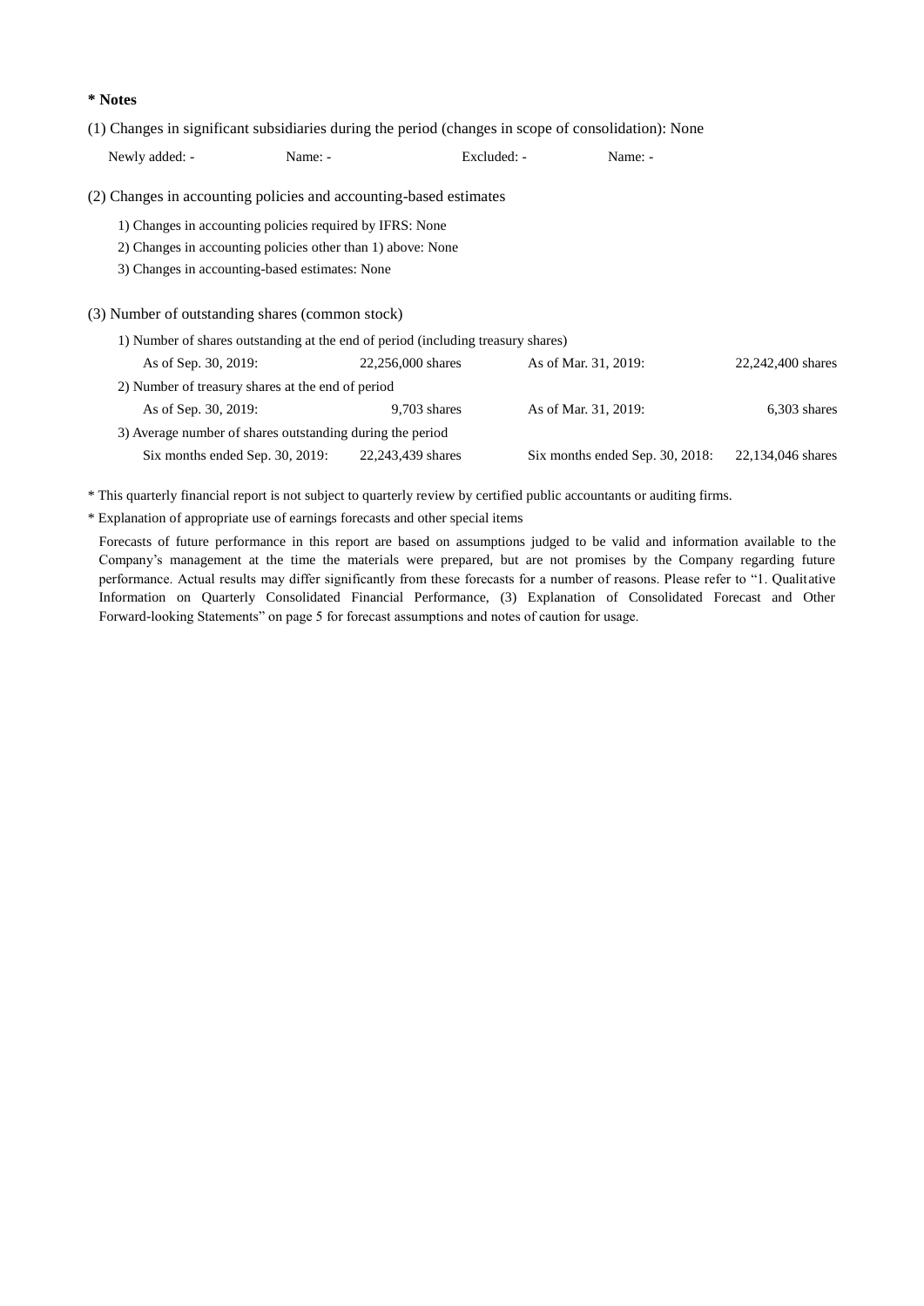**\* Notes**

(1) Changes in significant subsidiaries during the period (changes in scope of consolidation): None

Newly added: - Name: - Excluded: - Name: -

(2) Changes in accounting policies and accounting-based estimates

1) Changes in accounting policies required by IFRS: None

2) Changes in accounting policies other than 1) above: None

3) Changes in accounting-based estimates: None

(3) Number of outstanding shares (common stock)

1) Number of shares outstanding at the end of period (including treasury shares)

| | | | |
|---|---|---|---|
| As of Sep. 30, 2019: | 22,256,000 shares | As of Mar. 31, 2019: | 22,242,400 shares |

2) Number of treasury shares at the end of period

| | | | |
|---|---|---|---|
| As of Sep. 30, 2019: | 9,703 shares | As of Mar. 31, 2019: | 6,303 shares |

3) Average number of shares outstanding during the period

| | | | |
|---|---|---|---|
| Six months ended Sep. 30, 2019: | 22,243,439 shares | Six months ended Sep. 30, 2018: | 22,134,046 shares |

\* This quarterly financial report is not subject to quarterly review by certified public accountants or auditing firms.

\* Explanation of appropriate use of earnings forecasts and other special items

Forecasts of future performance in this report are based on assumptions judged to be valid and information available to the Company's management at the time the materials were prepared, but are not promises by the Company regarding future performance. Actual results may differ significantly from these forecasts for a number of reasons. Please refer to "1. Qualitative Information on Quarterly Consolidated Financial Performance, (3) Explanation of Consolidated Forecast and Other Forward-looking Statements" on page 5 for forecast assumptions and notes of caution for usage.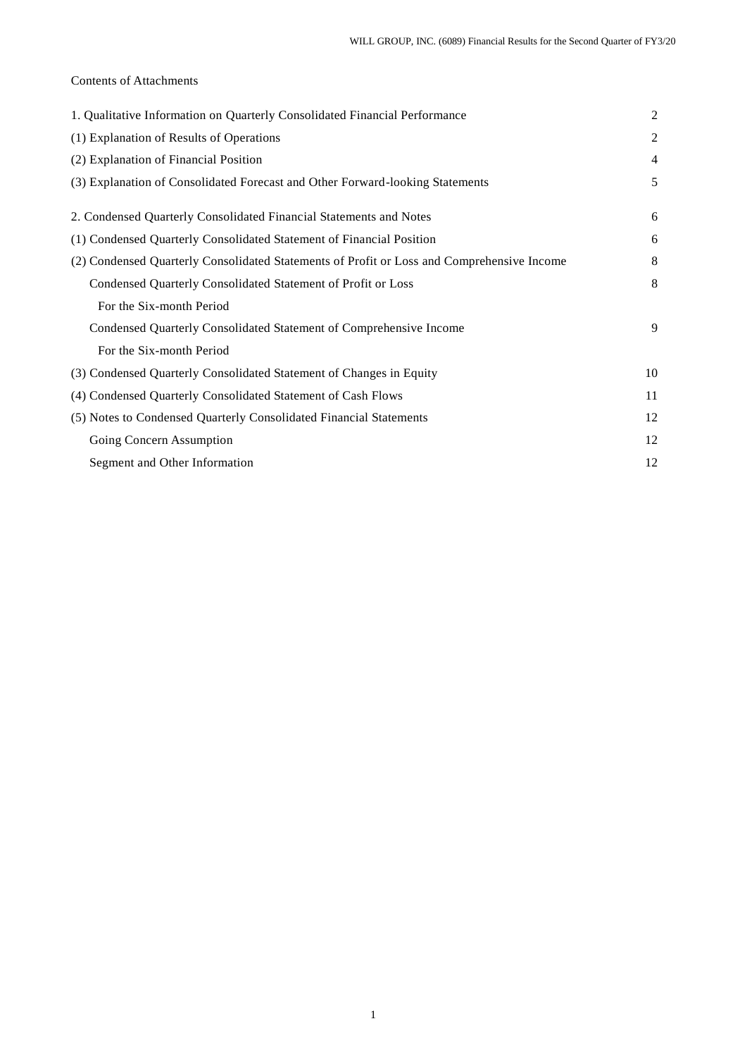Contents of Attachments

| | |
|---|---|
| 1. Qualitative Information on Quarterly Consolidated Financial Performance | 2 |
| (1) Explanation of Results of Operations | 2 |
| (2) Explanation of Financial Position | 4 |
| (3) Explanation of Consolidated Forecast and Other Forward-looking Statements | 5 |
| 2. Condensed Quarterly Consolidated Financial Statements and Notes | 6 |
| (1) Condensed Quarterly Consolidated Statement of Financial Position | 6 |
| (2) Condensed Quarterly Consolidated Statements of Profit or Loss and Comprehensive Income | 8 |
| Condensed Quarterly Consolidated Statement of Profit or Loss | 8 |
| For the Six-month Period | |
| Condensed Quarterly Consolidated Statement of Comprehensive Income | 9 |
| For the Six-month Period | |
| (3) Condensed Quarterly Consolidated Statement of Changes in Equity | 10 |
| (4) Condensed Quarterly Consolidated Statement of Cash Flows | 11 |
| (5) Notes to Condensed Quarterly Consolidated Financial Statements | 12 |
| Going Concern Assumption | 12 |
| Segment and Other Information | 12 |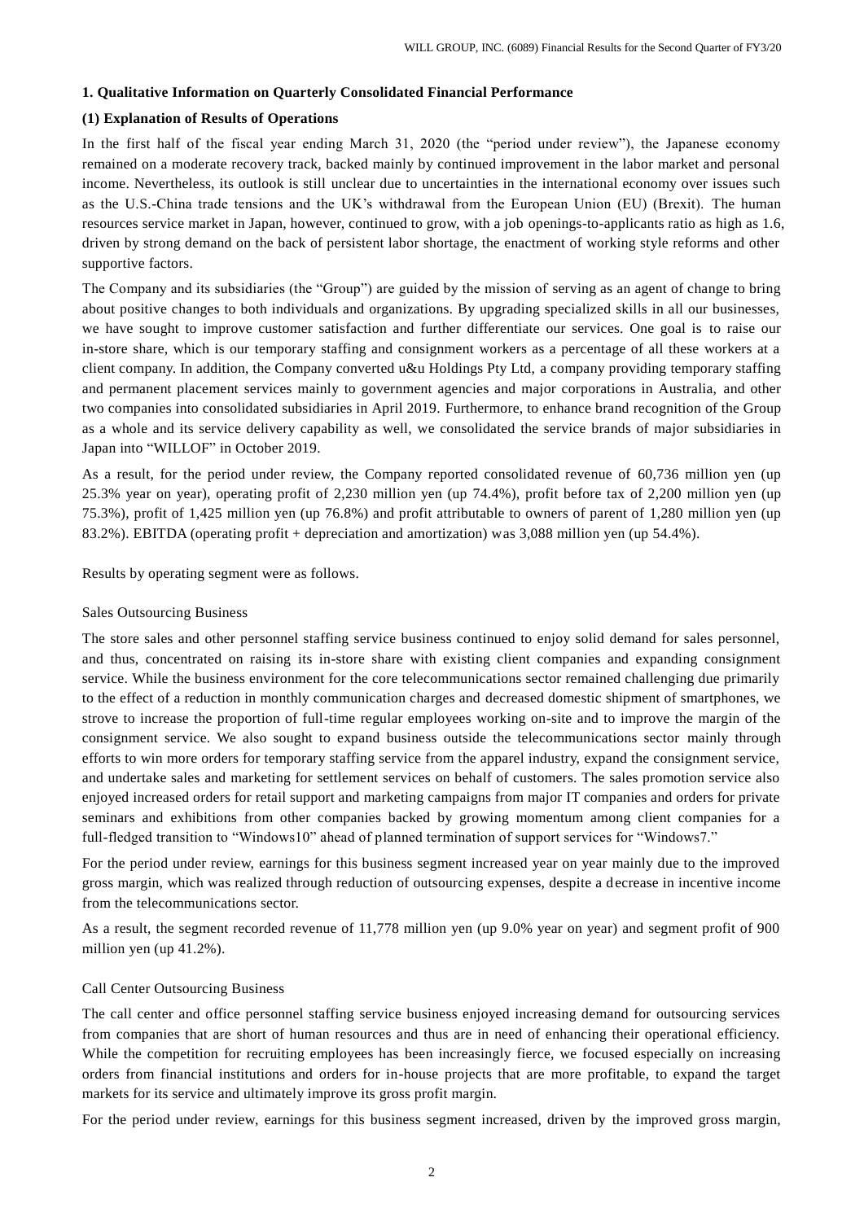## 1. Qualitative Information on Quarterly Consolidated Financial Performance

### (1) Explanation of Results of Operations

In the first half of the fiscal year ending March 31, 2020 (the "period under review"), the Japanese economy remained on a moderate recovery track, backed mainly by continued improvement in the labor market and personal income. Nevertheless, its outlook is still unclear due to uncertainties in the international economy over issues such as the U.S.-China trade tensions and the UK's withdrawal from the European Union (EU) (Brexit). The human resources service market in Japan, however, continued to grow, with a job openings-to-applicants ratio as high as 1.6, driven by strong demand on the back of persistent labor shortage, the enactment of working style reforms and other supportive factors.

The Company and its subsidiaries (the "Group") are guided by the mission of serving as an agent of change to bring about positive changes to both individuals and organizations. By upgrading specialized skills in all our businesses, we have sought to improve customer satisfaction and further differentiate our services. One goal is to raise our in-store share, which is our temporary staffing and consignment workers as a percentage of all these workers at a client company. In addition, the Company converted u&u Holdings Pty Ltd, a company providing temporary staffing and permanent placement services mainly to government agencies and major corporations in Australia, and other two companies into consolidated subsidiaries in April 2019. Furthermore, to enhance brand recognition of the Group as a whole and its service delivery capability as well, we consolidated the service brands of major subsidiaries in Japan into "WILLOF" in October 2019.

As a result, for the period under review, the Company reported consolidated revenue of 60,736 million yen (up 25.3% year on year), operating profit of 2,230 million yen (up 74.4%), profit before tax of 2,200 million yen (up 75.3%), profit of 1,425 million yen (up 76.8%) and profit attributable to owners of parent of 1,280 million yen (up 83.2%). EBITDA (operating profit + depreciation and amortization) was 3,088 million yen (up 54.4%).

Results by operating segment were as follows.

Sales Outsourcing Business

The store sales and other personnel staffing service business continued to enjoy solid demand for sales personnel, and thus, concentrated on raising its in-store share with existing client companies and expanding consignment service. While the business environment for the core telecommunications sector remained challenging due primarily to the effect of a reduction in monthly communication charges and decreased domestic shipment of smartphones, we strove to increase the proportion of full-time regular employees working on-site and to improve the margin of the consignment service. We also sought to expand business outside the telecommunications sector mainly through efforts to win more orders for temporary staffing service from the apparel industry, expand the consignment service, and undertake sales and marketing for settlement services on behalf of customers. The sales promotion service also enjoyed increased orders for retail support and marketing campaigns from major IT companies and orders for private seminars and exhibitions from other companies backed by growing momentum among client companies for a full-fledged transition to "Windows10" ahead of planned termination of support services for "Windows7."

For the period under review, earnings for this business segment increased year on year mainly due to the improved gross margin, which was realized through reduction of outsourcing expenses, despite a decrease in incentive income from the telecommunications sector.

As a result, the segment recorded revenue of 11,778 million yen (up 9.0% year on year) and segment profit of 900 million yen (up 41.2%).

Call Center Outsourcing Business

The call center and office personnel staffing service business enjoyed increasing demand for outsourcing services from companies that are short of human resources and thus are in need of enhancing their operational efficiency. While the competition for recruiting employees has been increasingly fierce, we focused especially on increasing orders from financial institutions and orders for in-house projects that are more profitable, to expand the target markets for its service and ultimately improve its gross profit margin.

For the period under review, earnings for this business segment increased, driven by the improved gross margin,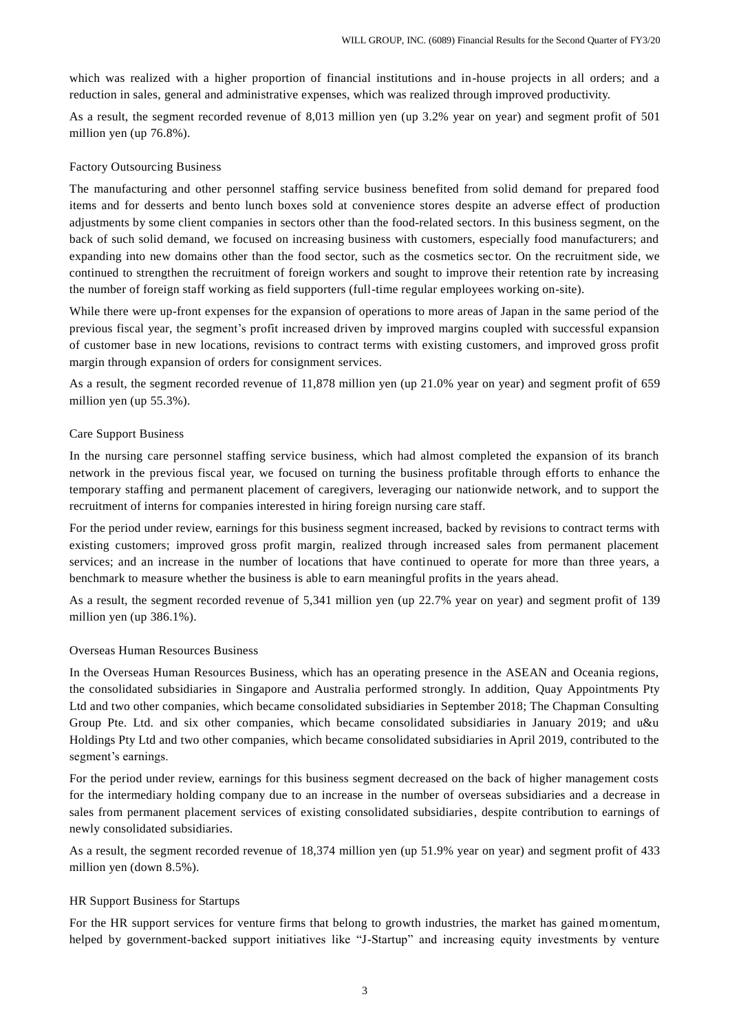which was realized with a higher proportion of financial institutions and in-house projects in all orders; and a reduction in sales, general and administrative expenses, which was realized through improved productivity.

As a result, the segment recorded revenue of 8,013 million yen (up 3.2% year on year) and segment profit of 501 million yen (up 76.8%).

### Factory Outsourcing Business

The manufacturing and other personnel staffing service business benefited from solid demand for prepared food items and for desserts and bento lunch boxes sold at convenience stores despite an adverse effect of production adjustments by some client companies in sectors other than the food-related sectors. In this business segment, on the back of such solid demand, we focused on increasing business with customers, especially food manufacturers; and expanding into new domains other than the food sector, such as the cosmetics sector. On the recruitment side, we continued to strengthen the recruitment of foreign workers and sought to improve their retention rate by increasing the number of foreign staff working as field supporters (full-time regular employees working on-site).

While there were up-front expenses for the expansion of operations to more areas of Japan in the same period of the previous fiscal year, the segment's profit increased driven by improved margins coupled with successful expansion of customer base in new locations, revisions to contract terms with existing customers, and improved gross profit margin through expansion of orders for consignment services.

As a result, the segment recorded revenue of 11,878 million yen (up 21.0% year on year) and segment profit of 659 million yen (up 55.3%).

### Care Support Business

In the nursing care personnel staffing service business, which had almost completed the expansion of its branch network in the previous fiscal year, we focused on turning the business profitable through efforts to enhance the temporary staffing and permanent placement of caregivers, leveraging our nationwide network, and to support the recruitment of interns for companies interested in hiring foreign nursing care staff.

For the period under review, earnings for this business segment increased, backed by revisions to contract terms with existing customers; improved gross profit margin, realized through increased sales from permanent placement services; and an increase in the number of locations that have continued to operate for more than three years, a benchmark to measure whether the business is able to earn meaningful profits in the years ahead.

As a result, the segment recorded revenue of 5,341 million yen (up 22.7% year on year) and segment profit of 139 million yen (up 386.1%).

### Overseas Human Resources Business

In the Overseas Human Resources Business, which has an operating presence in the ASEAN and Oceania regions, the consolidated subsidiaries in Singapore and Australia performed strongly. In addition, Quay Appointments Pty Ltd and two other companies, which became consolidated subsidiaries in September 2018; The Chapman Consulting Group Pte. Ltd. and six other companies, which became consolidated subsidiaries in January 2019; and u&u Holdings Pty Ltd and two other companies, which became consolidated subsidiaries in April 2019, contributed to the segment's earnings.

For the period under review, earnings for this business segment decreased on the back of higher management costs for the intermediary holding company due to an increase in the number of overseas subsidiaries and a decrease in sales from permanent placement services of existing consolidated subsidiaries, despite contribution to earnings of newly consolidated subsidiaries.

As a result, the segment recorded revenue of 18,374 million yen (up 51.9% year on year) and segment profit of 433 million yen (down 8.5%).

### HR Support Business for Startups

For the HR support services for venture firms that belong to growth industries, the market has gained momentum, helped by government-backed support initiatives like "J-Startup" and increasing equity investments by venture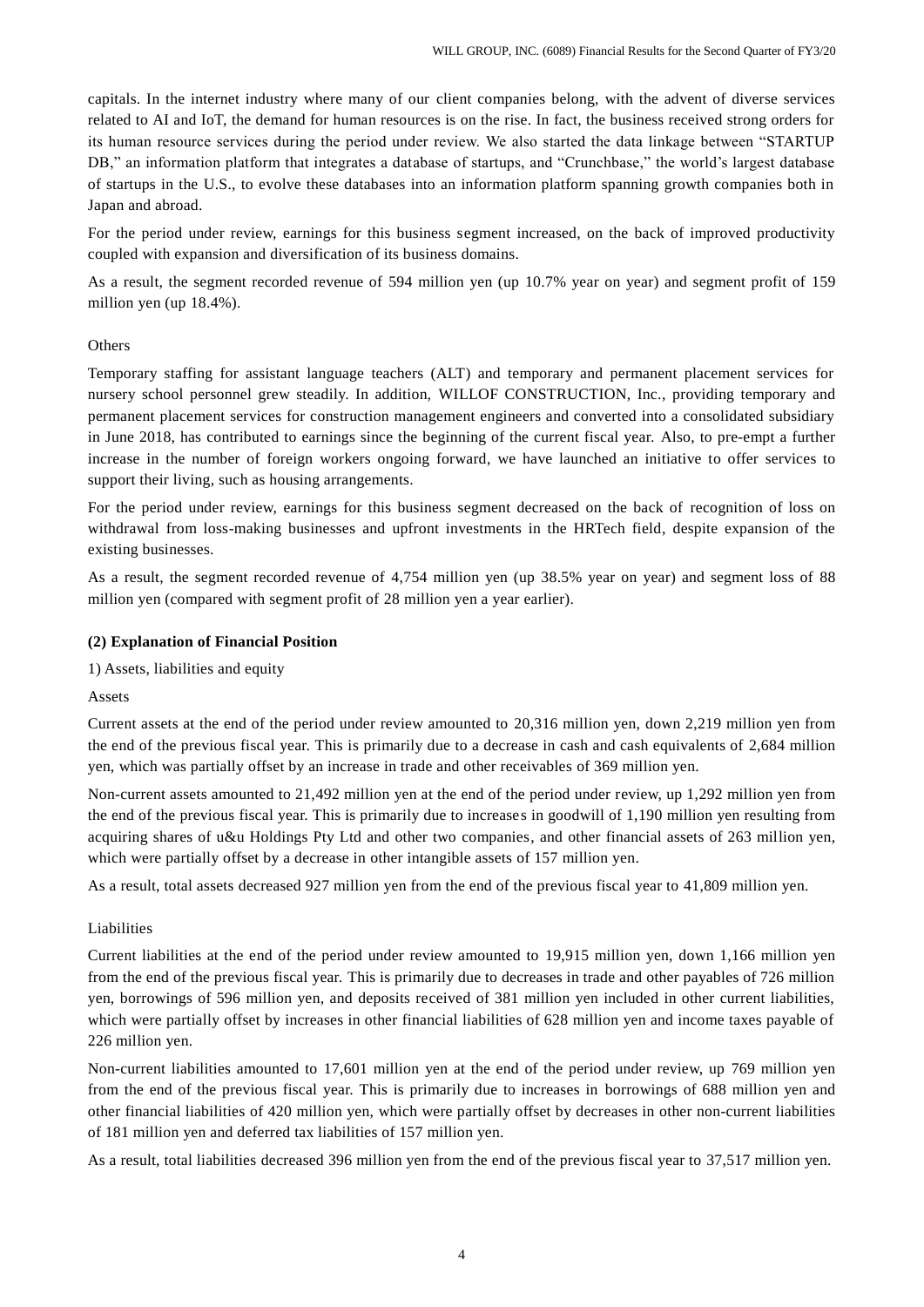capitals. In the internet industry where many of our client companies belong, with the advent of diverse services related to AI and IoT, the demand for human resources is on the rise. In fact, the business received strong orders for its human resource services during the period under review. We also started the data linkage between "STARTUP DB," an information platform that integrates a database of startups, and "Crunchbase," the world's largest database of startups in the U.S., to evolve these databases into an information platform spanning growth companies both in Japan and abroad.

For the period under review, earnings for this business segment increased, on the back of improved productivity coupled with expansion and diversification of its business domains.

As a result, the segment recorded revenue of 594 million yen (up 10.7% year on year) and segment profit of 159 million yen (up 18.4%).

Others

Temporary staffing for assistant language teachers (ALT) and temporary and permanent placement services for nursery school personnel grew steadily. In addition, WILLOF CONSTRUCTION, Inc., providing temporary and permanent placement services for construction management engineers and converted into a consolidated subsidiary in June 2018, has contributed to earnings since the beginning of the current fiscal year. Also, to pre-empt a further increase in the number of foreign workers ongoing forward, we have launched an initiative to offer services to support their living, such as housing arrangements.

For the period under review, earnings for this business segment decreased on the back of recognition of loss on withdrawal from loss-making businesses and upfront investments in the HRTech field, despite expansion of the existing businesses.

As a result, the segment recorded revenue of 4,754 million yen (up 38.5% year on year) and segment loss of 88 million yen (compared with segment profit of 28 million yen a year earlier).

**(2) Explanation of Financial Position**

1) Assets, liabilities and equity

Assets

Current assets at the end of the period under review amounted to 20,316 million yen, down 2,219 million yen from the end of the previous fiscal year. This is primarily due to a decrease in cash and cash equivalents of 2,684 million yen, which was partially offset by an increase in trade and other receivables of 369 million yen.

Non-current assets amounted to 21,492 million yen at the end of the period under review, up 1,292 million yen from the end of the previous fiscal year. This is primarily due to increases in goodwill of 1,190 million yen resulting from acquiring shares of u&u Holdings Pty Ltd and other two companies, and other financial assets of 263 million yen, which were partially offset by a decrease in other intangible assets of 157 million yen.

As a result, total assets decreased 927 million yen from the end of the previous fiscal year to 41,809 million yen.

Liabilities

Current liabilities at the end of the period under review amounted to 19,915 million yen, down 1,166 million yen from the end of the previous fiscal year. This is primarily due to decreases in trade and other payables of 726 million yen, borrowings of 596 million yen, and deposits received of 381 million yen included in other current liabilities, which were partially offset by increases in other financial liabilities of 628 million yen and income taxes payable of 226 million yen.

Non-current liabilities amounted to 17,601 million yen at the end of the period under review, up 769 million yen from the end of the previous fiscal year. This is primarily due to increases in borrowings of 688 million yen and other financial liabilities of 420 million yen, which were partially offset by decreases in other non-current liabilities of 181 million yen and deferred tax liabilities of 157 million yen.

As a result, total liabilities decreased 396 million yen from the end of the previous fiscal year to 37,517 million yen.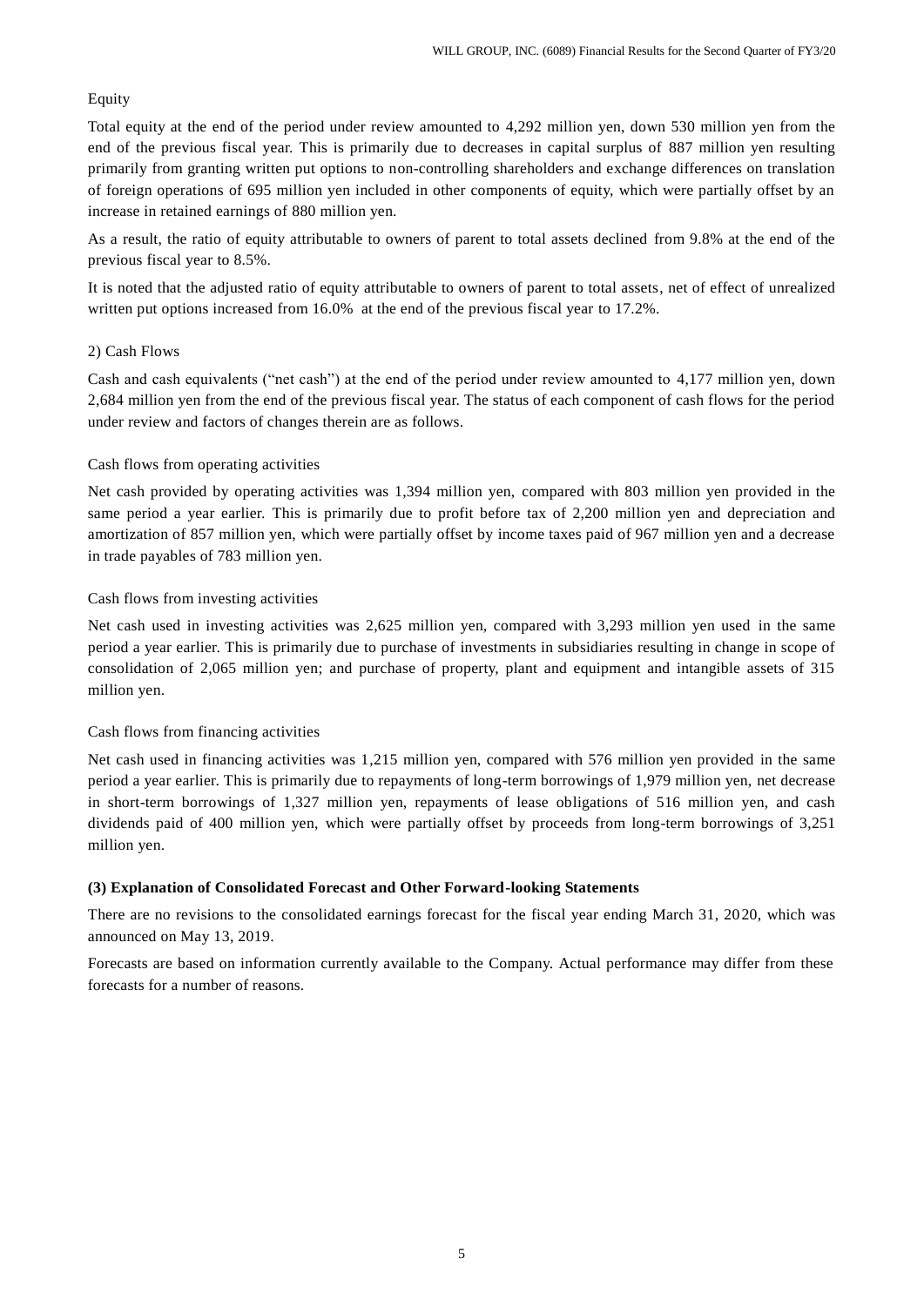Equity

Total equity at the end of the period under review amounted to 4,292 million yen, down 530 million yen from the end of the previous fiscal year. This is primarily due to decreases in capital surplus of 887 million yen resulting primarily from granting written put options to non-controlling shareholders and exchange differences on translation of foreign operations of 695 million yen included in other components of equity, which were partially offset by an increase in retained earnings of 880 million yen.

As a result, the ratio of equity attributable to owners of parent to total assets declined from 9.8% at the end of the previous fiscal year to 8.5%.

It is noted that the adjusted ratio of equity attributable to owners of parent to total assets, net of effect of unrealized written put options increased from 16.0% at the end of the previous fiscal year to 17.2%.

2) Cash Flows

Cash and cash equivalents ("net cash") at the end of the period under review amounted to 4,177 million yen, down 2,684 million yen from the end of the previous fiscal year. The status of each component of cash flows for the period under review and factors of changes therein are as follows.

Cash flows from operating activities

Net cash provided by operating activities was 1,394 million yen, compared with 803 million yen provided in the same period a year earlier. This is primarily due to profit before tax of 2,200 million yen and depreciation and amortization of 857 million yen, which were partially offset by income taxes paid of 967 million yen and a decrease in trade payables of 783 million yen.

Cash flows from investing activities

Net cash used in investing activities was 2,625 million yen, compared with 3,293 million yen used in the same period a year earlier. This is primarily due to purchase of investments in subsidiaries resulting in change in scope of consolidation of 2,065 million yen; and purchase of property, plant and equipment and intangible assets of 315 million yen.

Cash flows from financing activities

Net cash used in financing activities was 1,215 million yen, compared with 576 million yen provided in the same period a year earlier. This is primarily due to repayments of long-term borrowings of 1,979 million yen, net decrease in short-term borrowings of 1,327 million yen, repayments of lease obligations of 516 million yen, and cash dividends paid of 400 million yen, which were partially offset by proceeds from long-term borrowings of 3,251 million yen.

**(3) Explanation of Consolidated Forecast and Other Forward-looking Statements**

There are no revisions to the consolidated earnings forecast for the fiscal year ending March 31, 2020, which was announced on May 13, 2019.

Forecasts are based on information currently available to the Company. Actual performance may differ from these forecasts for a number of reasons.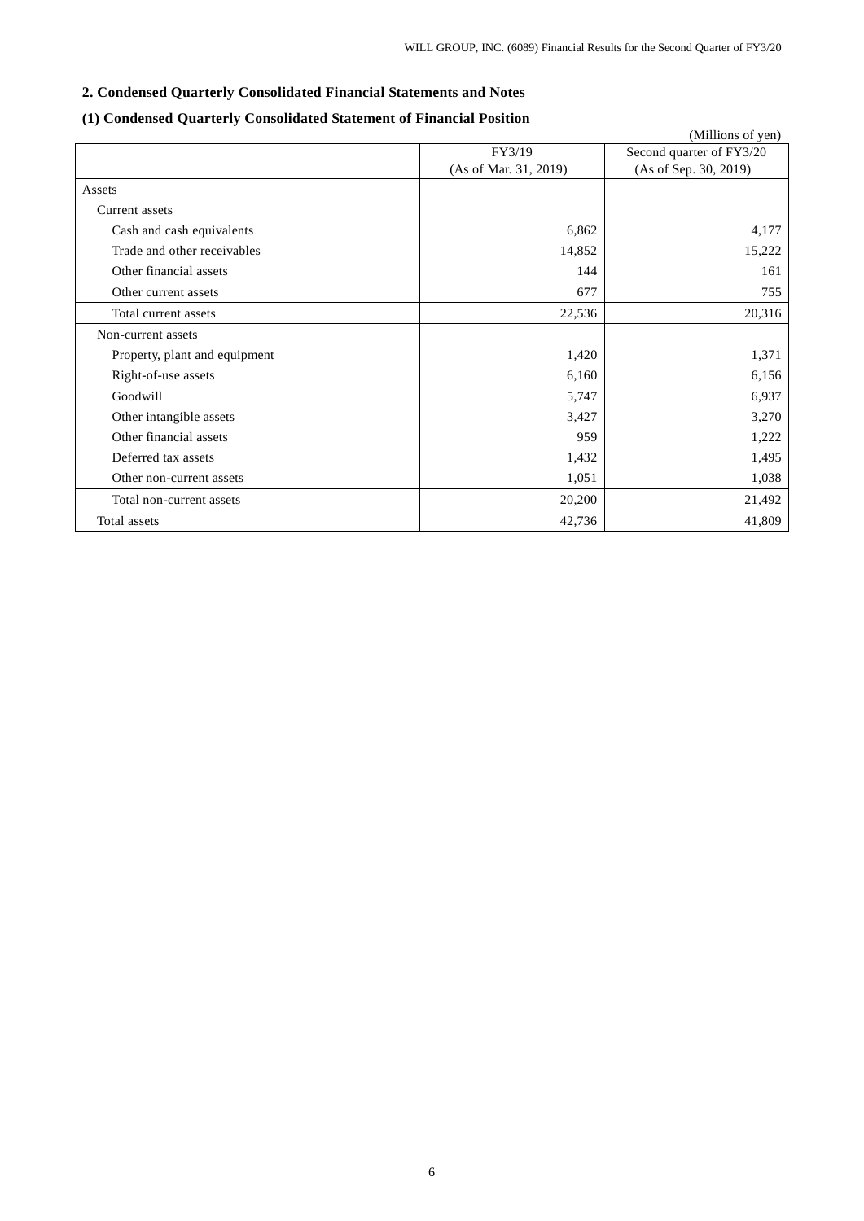## 2. Condensed Quarterly Consolidated Financial Statements and Notes

### (1) Condensed Quarterly Consolidated Statement of Financial Position

(Millions of yen)

| | FY3/19 (As of Mar. 31, 2019) | Second quarter of FY3/20 (As of Sep. 30, 2019) |
|---|---|---|
| Assets | | |
| Current assets | | |
| Cash and cash equivalents | 6,862 | 4,177 |
| Trade and other receivables | 14,852 | 15,222 |
| Other financial assets | 144 | 161 |
| Other current assets | 677 | 755 |
| Total current assets | 22,536 | 20,316 |
| Non-current assets | | |
| Property, plant and equipment | 1,420 | 1,371 |
| Right-of-use assets | 6,160 | 6,156 |
| Goodwill | 5,747 | 6,937 |
| Other intangible assets | 3,427 | 3,270 |
| Other financial assets | 959 | 1,222 |
| Deferred tax assets | 1,432 | 1,495 |
| Other non-current assets | 1,051 | 1,038 |
| Total non-current assets | 20,200 | 21,492 |
| Total assets | 42,736 | 41,809 |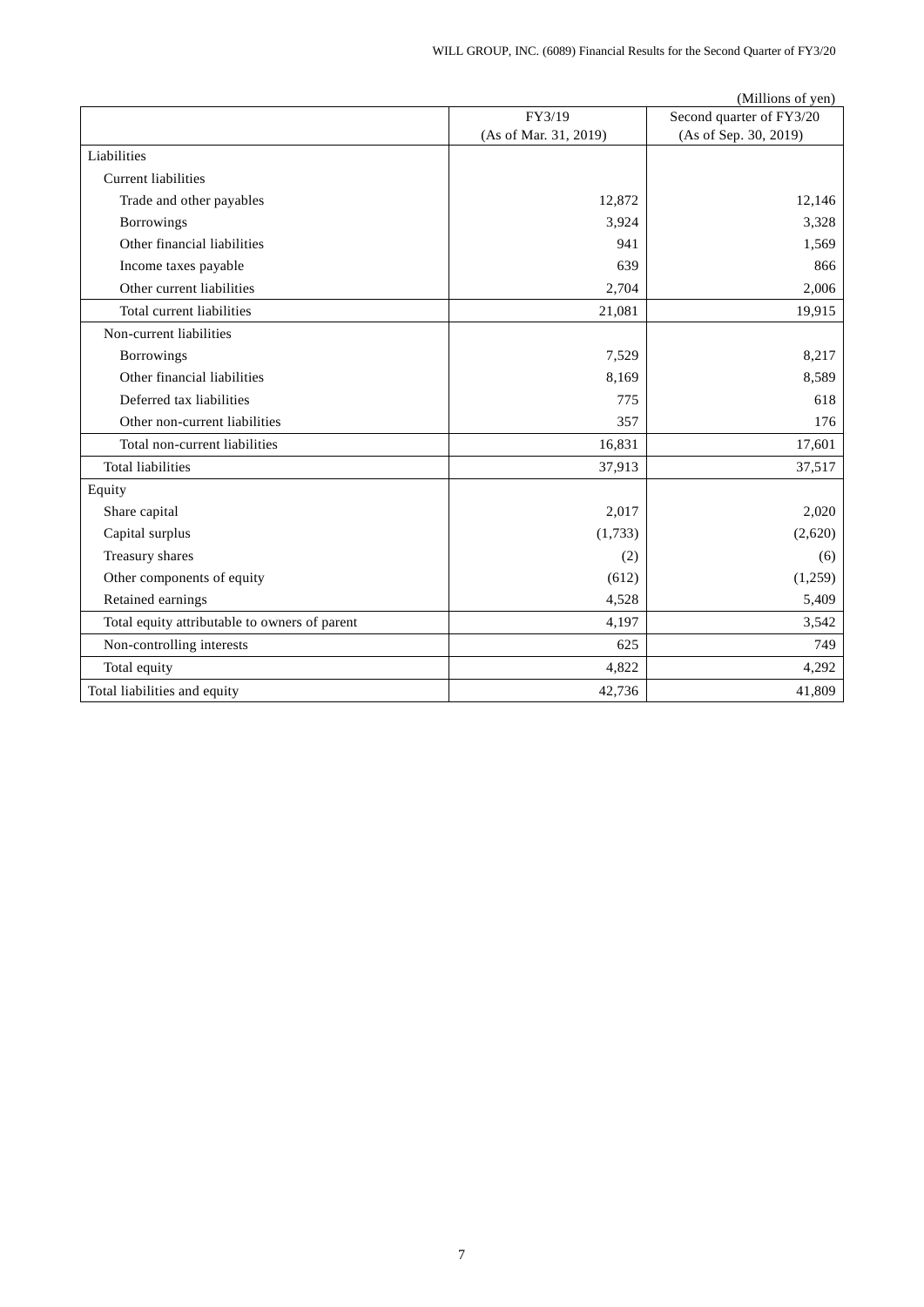(Millions of yen)

| | FY3/19<br>(As of Mar. 31, 2019) | Second quarter of FY3/20<br>(As of Sep. 30, 2019) |
|---|---|---|
| Liabilities | | |
| Current liabilities | | |
| Trade and other payables | 12,872 | 12,146 |
| Borrowings | 3,924 | 3,328 |
| Other financial liabilities | 941 | 1,569 |
| Income taxes payable | 639 | 866 |
| Other current liabilities | 2,704 | 2,006 |
| Total current liabilities | 21,081 | 19,915 |
| Non-current liabilities | | |
| Borrowings | 7,529 | 8,217 |
| Other financial liabilities | 8,169 | 8,589 |
| Deferred tax liabilities | 775 | 618 |
| Other non-current liabilities | 357 | 176 |
| Total non-current liabilities | 16,831 | 17,601 |
| Total liabilities | 37,913 | 37,517 |
| Equity | | |
| Share capital | 2,017 | 2,020 |
| Capital surplus | (1,733) | (2,620) |
| Treasury shares | (2) | (6) |
| Other components of equity | (612) | (1,259) |
| Retained earnings | 4,528 | 5,409 |
| Total equity attributable to owners of parent | 4,197 | 3,542 |
| Non-controlling interests | 625 | 749 |
| Total equity | 4,822 | 4,292 |
| Total liabilities and equity | 42,736 | 41,809 |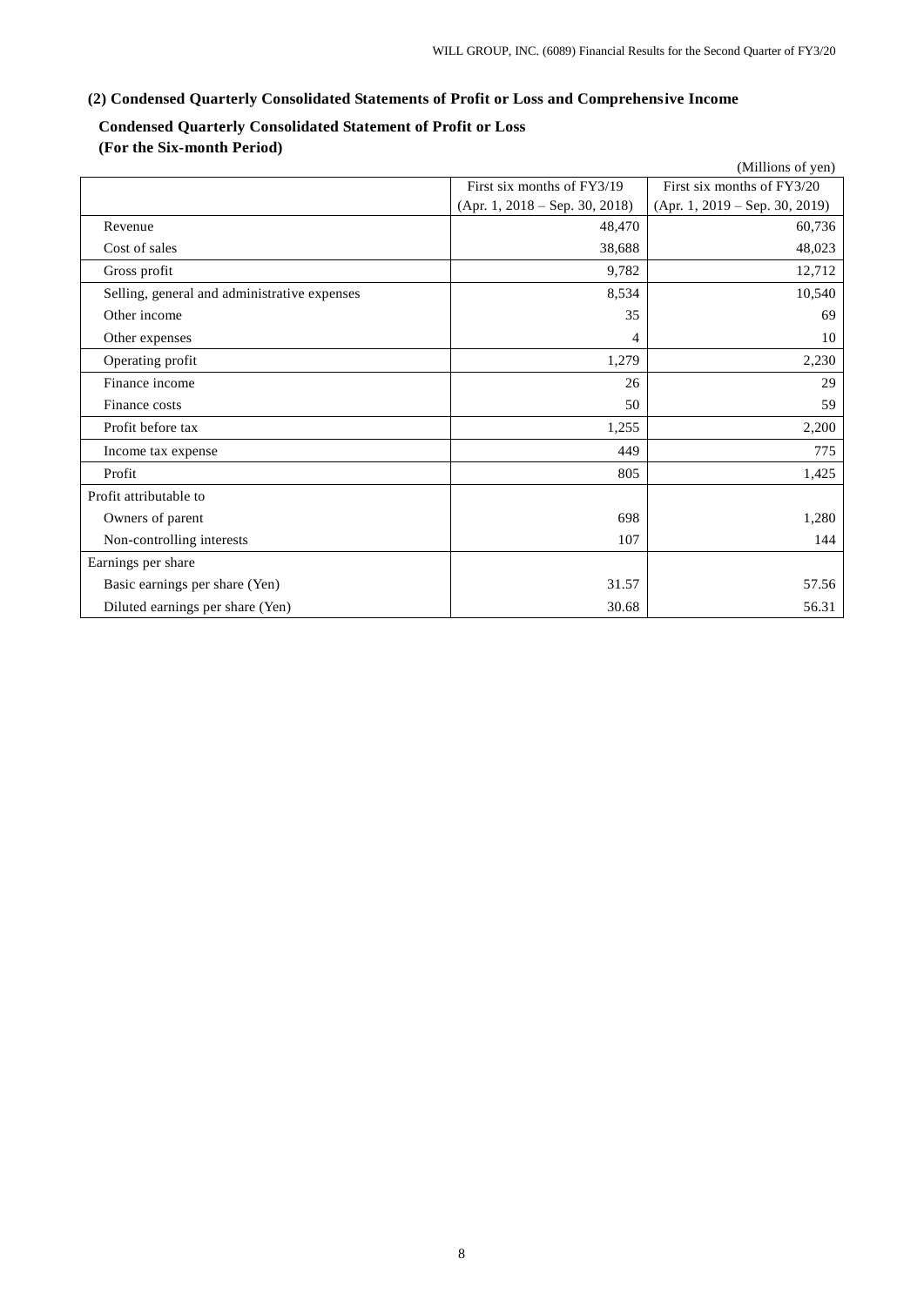### (2) Condensed Quarterly Consolidated Statements of Profit or Loss and Comprehensive Income

**Condensed Quarterly Consolidated Statement of Profit or Loss**
**(For the Six-month Period)**

(Millions of yen)

| | First six months of FY3/19 (Apr. 1, 2018 – Sep. 30, 2018) | First six months of FY3/20 (Apr. 1, 2019 – Sep. 30, 2019) |
|---|---|---|
| Revenue | 48,470 | 60,736 |
| Cost of sales | 38,688 | 48,023 |
| Gross profit | 9,782 | 12,712 |
| Selling, general and administrative expenses | 8,534 | 10,540 |
| Other income | 35 | 69 |
| Other expenses | 4 | 10 |
| Operating profit | 1,279 | 2,230 |
| Finance income | 26 | 29 |
| Finance costs | 50 | 59 |
| Profit before tax | 1,255 | 2,200 |
| Income tax expense | 449 | 775 |
| Profit | 805 | 1,425 |
| Profit attributable to | | |
| Owners of parent | 698 | 1,280 |
| Non-controlling interests | 107 | 144 |
| Earnings per share | | |
| Basic earnings per share (Yen) | 31.57 | 57.56 |
| Diluted earnings per share (Yen) | 30.68 | 56.31 |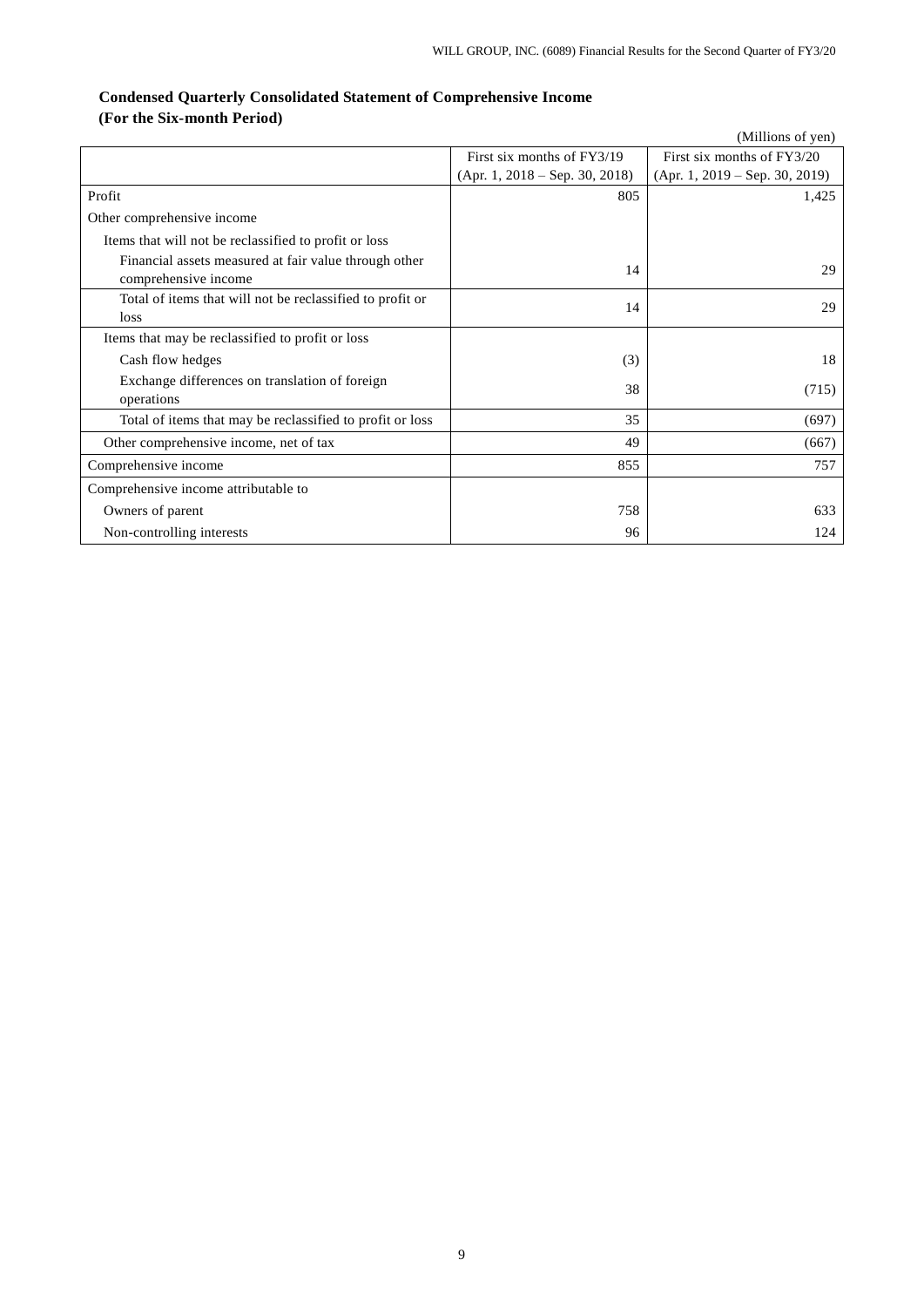### Condensed Quarterly Consolidated Statement of Comprehensive Income
### (For the Six-month Period)

(Millions of yen)

| | First six months of FY3/19 (Apr. 1, 2018 – Sep. 30, 2018) | First six months of FY3/20 (Apr. 1, 2019 – Sep. 30, 2019) |
|---|---|---|
| Profit | 805 | 1,425 |
| Other comprehensive income | | |
| Items that will not be reclassified to profit or loss | | |
| Financial assets measured at fair value through other comprehensive income | 14 | 29 |
| Total of items that will not be reclassified to profit or loss | 14 | 29 |
| Items that may be reclassified to profit or loss | | |
| Cash flow hedges | (3) | 18 |
| Exchange differences on translation of foreign operations | 38 | (715) |
| Total of items that may be reclassified to profit or loss | 35 | (697) |
| Other comprehensive income, net of tax | 49 | (667) |
| Comprehensive income | 855 | 757 |
| Comprehensive income attributable to | | |
| Owners of parent | 758 | 633 |
| Non-controlling interests | 96 | 124 |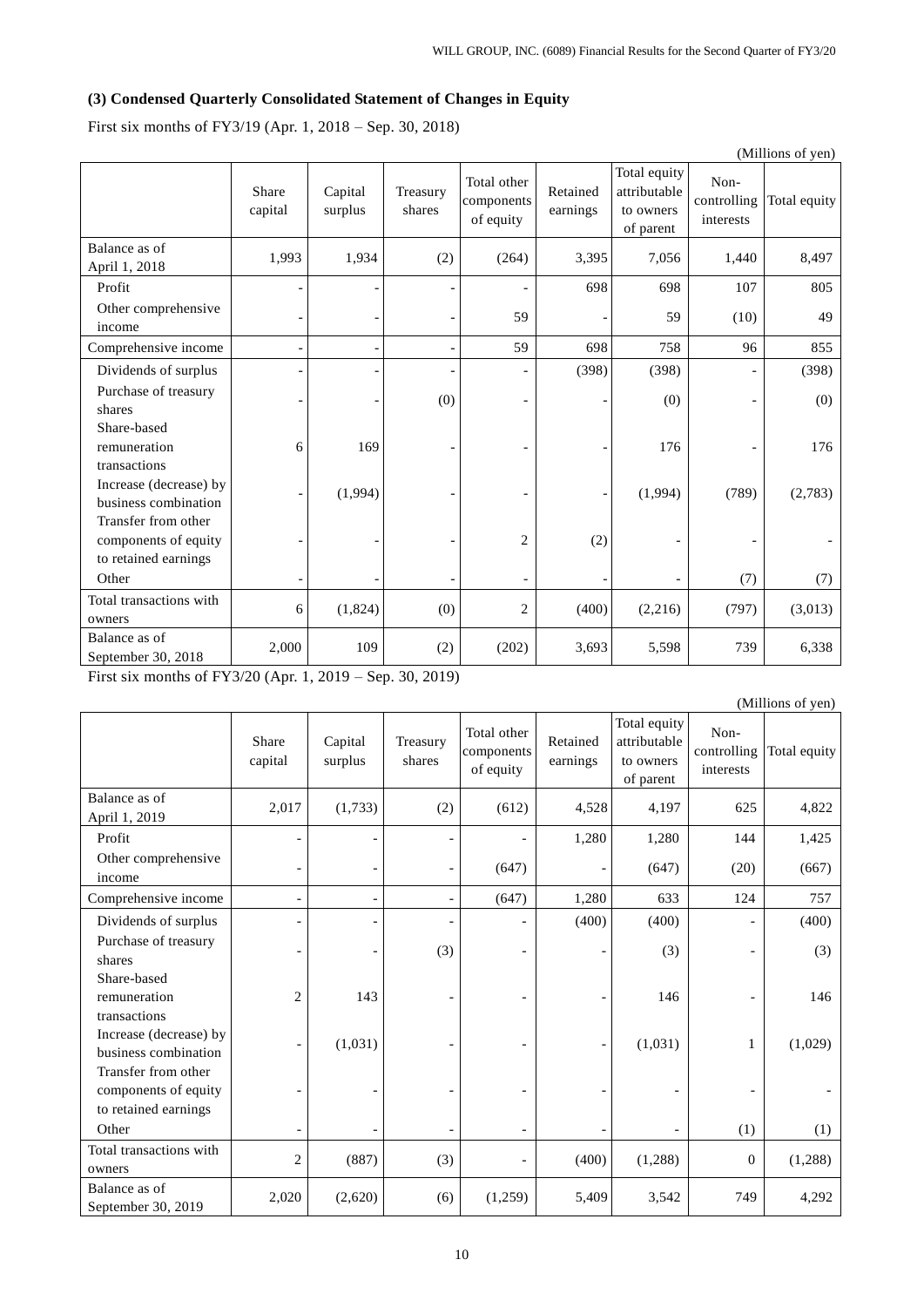### (3) Condensed Quarterly Consolidated Statement of Changes in Equity

First six months of FY3/19 (Apr. 1, 2018 – Sep. 30, 2018)

(Millions of yen)

| | Share capital | Capital surplus | Treasury shares | Total other components of equity | Retained earnings | Total equity attributable to owners of parent | Non-controlling interests | Total equity |
|---|---|---|---|---|---|---|---|---|
| Balance as of April 1, 2018 | 1,993 | 1,934 | (2) | (264) | 3,395 | 7,056 | 1,440 | 8,497 |
| Profit | - | - | - | - | 698 | 698 | 107 | 805 |
| Other comprehensive income | - | - | - | 59 | - | 59 | (10) | 49 |
| Comprehensive income | - | - | - | 59 | 698 | 758 | 96 | 855 |
| Dividends of surplus | - | - | - | - | (398) | (398) | - | (398) |
| Purchase of treasury shares | - | - | (0) | - | - | (0) | - | (0) |
| Share-based remuneration transactions | 6 | 169 | - | - | - | 176 | - | 176 |
| Increase (decrease) by business combination | - | (1,994) | - | - | - | (1,994) | (789) | (2,783) |
| Transfer from other components of equity to retained earnings | - | - | - | 2 | (2) | - | - | - |
| Other | - | - | - | - | - | - | (7) | (7) |
| Total transactions with owners | 6 | (1,824) | (0) | 2 | (400) | (2,216) | (797) | (3,013) |
| Balance as of September 30, 2018 | 2,000 | 109 | (2) | (202) | 3,693 | 5,598 | 739 | 6,338 |

First six months of FY3/20 (Apr. 1, 2019 – Sep. 30, 2019)

(Millions of yen)

| | Share capital | Capital surplus | Treasury shares | Total other components of equity | Retained earnings | Total equity attributable to owners of parent | Non-controlling interests | Total equity |
|---|---|---|---|---|---|---|---|---|
| Balance as of April 1, 2019 | 2,017 | (1,733) | (2) | (612) | 4,528 | 4,197 | 625 | 4,822 |
| Profit | - | - | - | - | 1,280 | 1,280 | 144 | 1,425 |
| Other comprehensive income | - | - | - | (647) | - | (647) | (20) | (667) |
| Comprehensive income | - | - | - | (647) | 1,280 | 633 | 124 | 757 |
| Dividends of surplus | - | - | - | - | (400) | (400) | - | (400) |
| Purchase of treasury shares | - | - | (3) | - | - | (3) | - | (3) |
| Share-based remuneration transactions | 2 | 143 | - | - | - | 146 | - | 146 |
| Increase (decrease) by business combination | - | (1,031) | - | - | - | (1,031) | 1 | (1,029) |
| Transfer from other components of equity to retained earnings | - | - | - | - | - | - | - | - |
| Other | - | - | - | - | - | - | (1) | (1) |
| Total transactions with owners | 2 | (887) | (3) | - | (400) | (1,288) | 0 | (1,288) |
| Balance as of September 30, 2019 | 2,020 | (2,620) | (6) | (1,259) | 5,409 | 3,542 | 749 | 4,292 |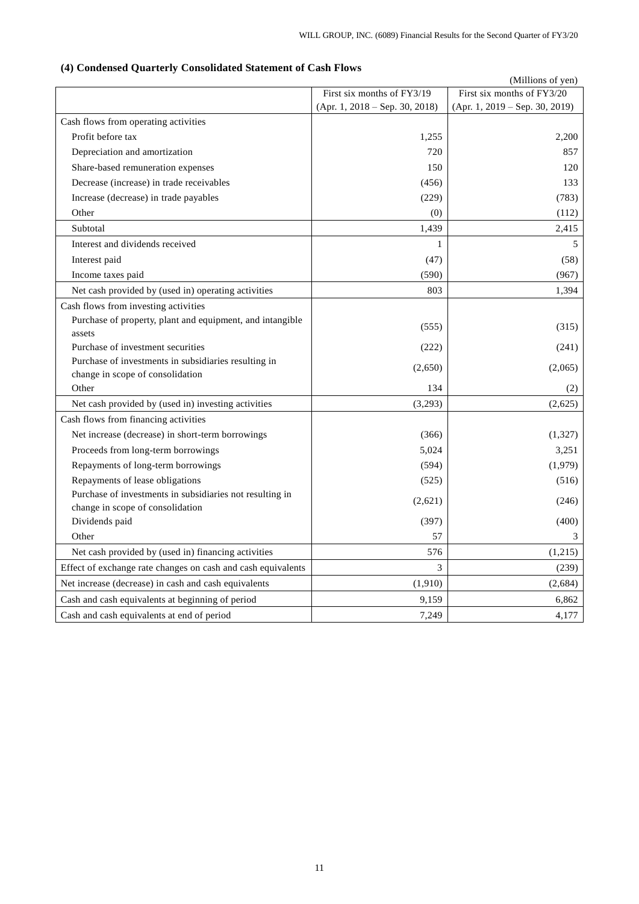### (4) Condensed Quarterly Consolidated Statement of Cash Flows

(Millions of yen)

| | First six months of FY3/19 (Apr. 1, 2018 – Sep. 30, 2018) | First six months of FY3/20 (Apr. 1, 2019 – Sep. 30, 2019) |
|---|---|---|
| Cash flows from operating activities | | |
| Profit before tax | 1,255 | 2,200 |
| Depreciation and amortization | 720 | 857 |
| Share-based remuneration expenses | 150 | 120 |
| Decrease (increase) in trade receivables | (456) | 133 |
| Increase (decrease) in trade payables | (229) | (783) |
| Other | (0) | (112) |
| Subtotal | 1,439 | 2,415 |
| Interest and dividends received | 1 | 5 |
| Interest paid | (47) | (58) |
| Income taxes paid | (590) | (967) |
| Net cash provided by (used in) operating activities | 803 | 1,394 |
| Cash flows from investing activities | | |
| Purchase of property, plant and equipment, and intangible assets | (555) | (315) |
| Purchase of investment securities | (222) | (241) |
| Purchase of investments in subsidiaries resulting in change in scope of consolidation | (2,650) | (2,065) |
| Other | 134 | (2) |
| Net cash provided by (used in) investing activities | (3,293) | (2,625) |
| Cash flows from financing activities | | |
| Net increase (decrease) in short-term borrowings | (366) | (1,327) |
| Proceeds from long-term borrowings | 5,024 | 3,251 |
| Repayments of long-term borrowings | (594) | (1,979) |
| Repayments of lease obligations | (525) | (516) |
| Purchase of investments in subsidiaries not resulting in change in scope of consolidation | (2,621) | (246) |
| Dividends paid | (397) | (400) |
| Other | 57 | 3 |
| Net cash provided by (used in) financing activities | 576 | (1,215) |
| Effect of exchange rate changes on cash and cash equivalents | 3 | (239) |
| Net increase (decrease) in cash and cash equivalents | (1,910) | (2,684) |
| Cash and cash equivalents at beginning of period | 9,159 | 6,862 |
| Cash and cash equivalents at end of period | 7,249 | 4,177 |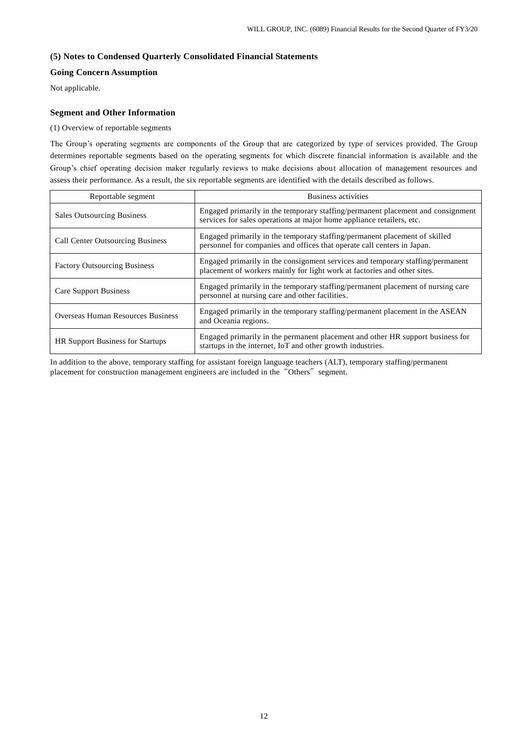### (5) Notes to Condensed Quarterly Consolidated Financial Statements

### Going Concern Assumption

Not applicable.

### Segment and Other Information

(1) Overview of reportable segments

The Group's operating segments are components of the Group that are categorized by type of services provided. The Group determines reportable segments based on the operating segments for which discrete financial information is available and the Group's chief operating decision maker regularly reviews to make decisions about allocation of management resources and assess their performance. As a result, the six reportable segments are identified with the details described as follows.

| Reportable segment | Business activities |
|---|---|
| Sales Outsourcing Business | Engaged primarily in the temporary staffing/permanent placement and consignment services for sales operations at major home appliance retailers, etc. |
| Call Center Outsourcing Business | Engaged primarily in the temporary staffing/permanent placement of skilled personnel for companies and offices that operate call centers in Japan. |
| Factory Outsourcing Business | Engaged primarily in the consignment services and temporary staffing/permanent placement of workers mainly for light work at factories and other sites. |
| Care Support Business | Engaged primarily in the temporary staffing/permanent placement of nursing care personnel at nursing care and other facilities. |
| Overseas Human Resources Business | Engaged primarily in the temporary staffing/permanent placement in the ASEAN and Oceania regions. |
| HR Support Business for Startups | Engaged primarily in the permanent placement and other HR support business for startups in the internet, IoT and other growth industries. |

In addition to the above, temporary staffing for assistant foreign language teachers (ALT), temporary staffing/permanent placement for construction management engineers are included in the "Others" segment.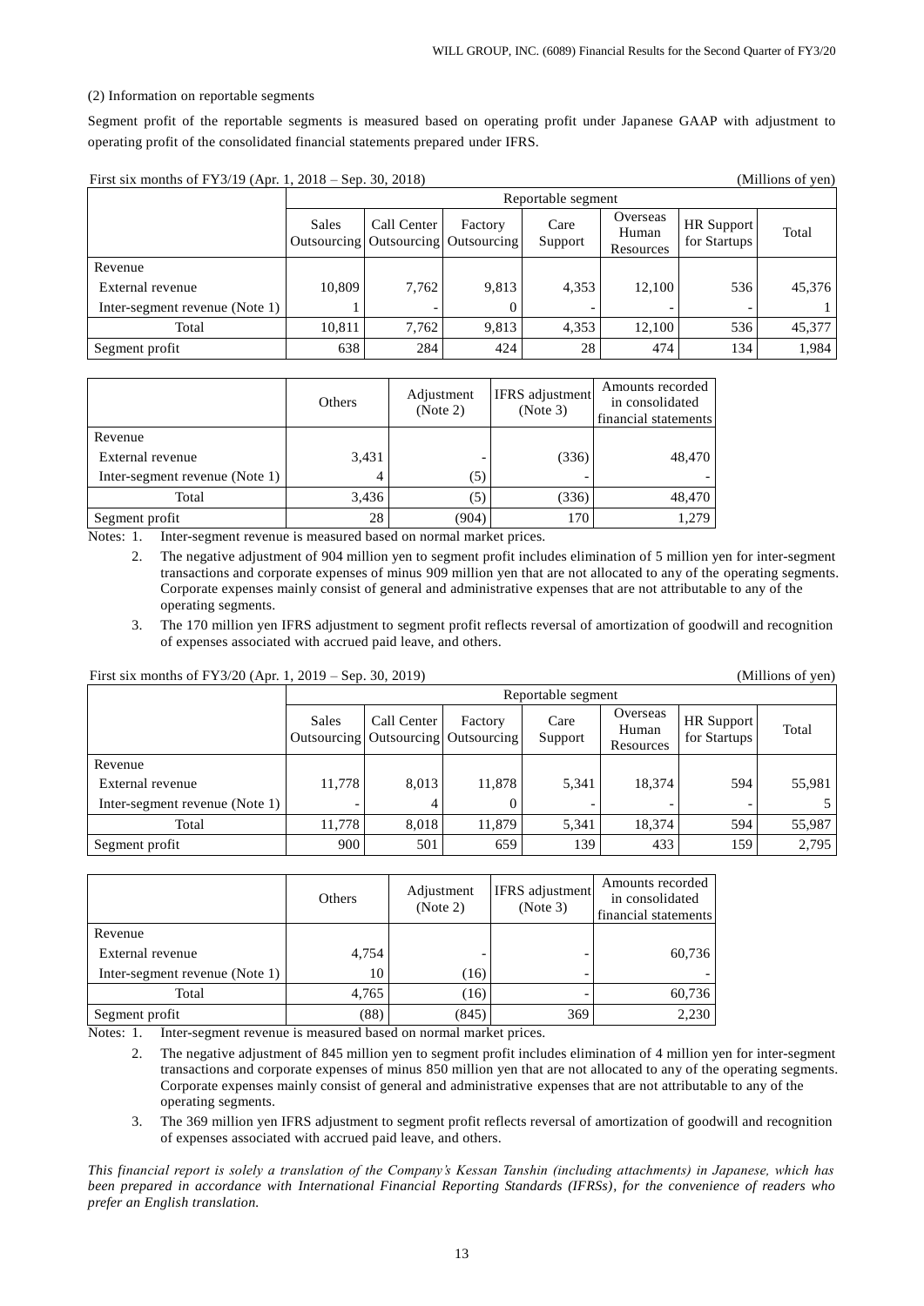(2) Information on reportable segments

Segment profit of the reportable segments is measured based on operating profit under Japanese GAAP with adjustment to operating profit of the consolidated financial statements prepared under IFRS.

First six months of FY3/19 (Apr. 1, 2018 – Sep. 30, 2018) (Millions of yen)

| | Reportable segment | | | | | | |
|---|---|---|---|---|---|---|---|
| | Sales Outsourcing | Call Center Outsourcing | Factory Outsourcing | Care Support | Overseas Human Resources | HR Support for Startups | Total |
| Revenue | | | | | | | |
| External revenue | 10,809 | 7,762 | 9,813 | 4,353 | 12,100 | 536 | 45,376 |
| Inter-segment revenue (Note 1) | 1 | - | 0 | - | - | - | 1 |
| Total | 10,811 | 7,762 | 9,813 | 4,353 | 12,100 | 536 | 45,377 |
| Segment profit | 638 | 284 | 424 | 28 | 474 | 134 | 1,984 |

| | Others | Adjustment (Note 2) | IFRS adjustment (Note 3) | Amounts recorded in consolidated financial statements |
|---|---|---|---|---|
| Revenue | | | | |
| External revenue | 3,431 | - | (336) | 48,470 |
| Inter-segment revenue (Note 1) | 4 | (5) | - | - |
| Total | 3,436 | (5) | (336) | 48,470 |
| Segment profit | 28 | (904) | 170 | 1,279 |

Notes: 1. Inter-segment revenue is measured based on normal market prices.

2. The negative adjustment of 904 million yen to segment profit includes elimination of 5 million yen for inter-segment transactions and corporate expenses of minus 909 million yen that are not allocated to any of the operating segments. Corporate expenses mainly consist of general and administrative expenses that are not attributable to any of the operating segments.

3. The 170 million yen IFRS adjustment to segment profit reflects reversal of amortization of goodwill and recognition of expenses associated with accrued paid leave, and others.

First six months of FY3/20 (Apr. 1, 2019 – Sep. 30, 2019) (Millions of yen)

| | Reportable segment | | | | | | |
|---|---|---|---|---|---|---|---|
| | Sales Outsourcing | Call Center Outsourcing | Factory Outsourcing | Care Support | Overseas Human Resources | HR Support for Startups | Total |
| Revenue | | | | | | | |
| External revenue | 11,778 | 8,013 | 11,878 | 5,341 | 18,374 | 594 | 55,981 |
| Inter-segment revenue (Note 1) | - | 4 | 0 | - | - | - | 5 |
| Total | 11,778 | 8,018 | 11,879 | 5,341 | 18,374 | 594 | 55,987 |
| Segment profit | 900 | 501 | 659 | 139 | 433 | 159 | 2,795 |

| | Others | Adjustment (Note 2) | IFRS adjustment (Note 3) | Amounts recorded in consolidated financial statements |
|---|---|---|---|---|
| Revenue | | | | |
| External revenue | 4,754 | - | - | 60,736 |
| Inter-segment revenue (Note 1) | 10 | (16) | - | - |
| Total | 4,765 | (16) | - | 60,736 |
| Segment profit | (88) | (845) | 369 | 2,230 |

Notes: 1. Inter-segment revenue is measured based on normal market prices.

2. The negative adjustment of 845 million yen to segment profit includes elimination of 4 million yen for inter-segment transactions and corporate expenses of minus 850 million yen that are not allocated to any of the operating segments. Corporate expenses mainly consist of general and administrative expenses that are not attributable to any of the operating segments.

3. The 369 million yen IFRS adjustment to segment profit reflects reversal of amortization of goodwill and recognition of expenses associated with accrued paid leave, and others.

*This financial report is solely a translation of the Company's Kessan Tanshin (including attachments) in Japanese, which has been prepared in accordance with International Financial Reporting Standards (IFRSs), for the convenience of readers who prefer an English translation.*